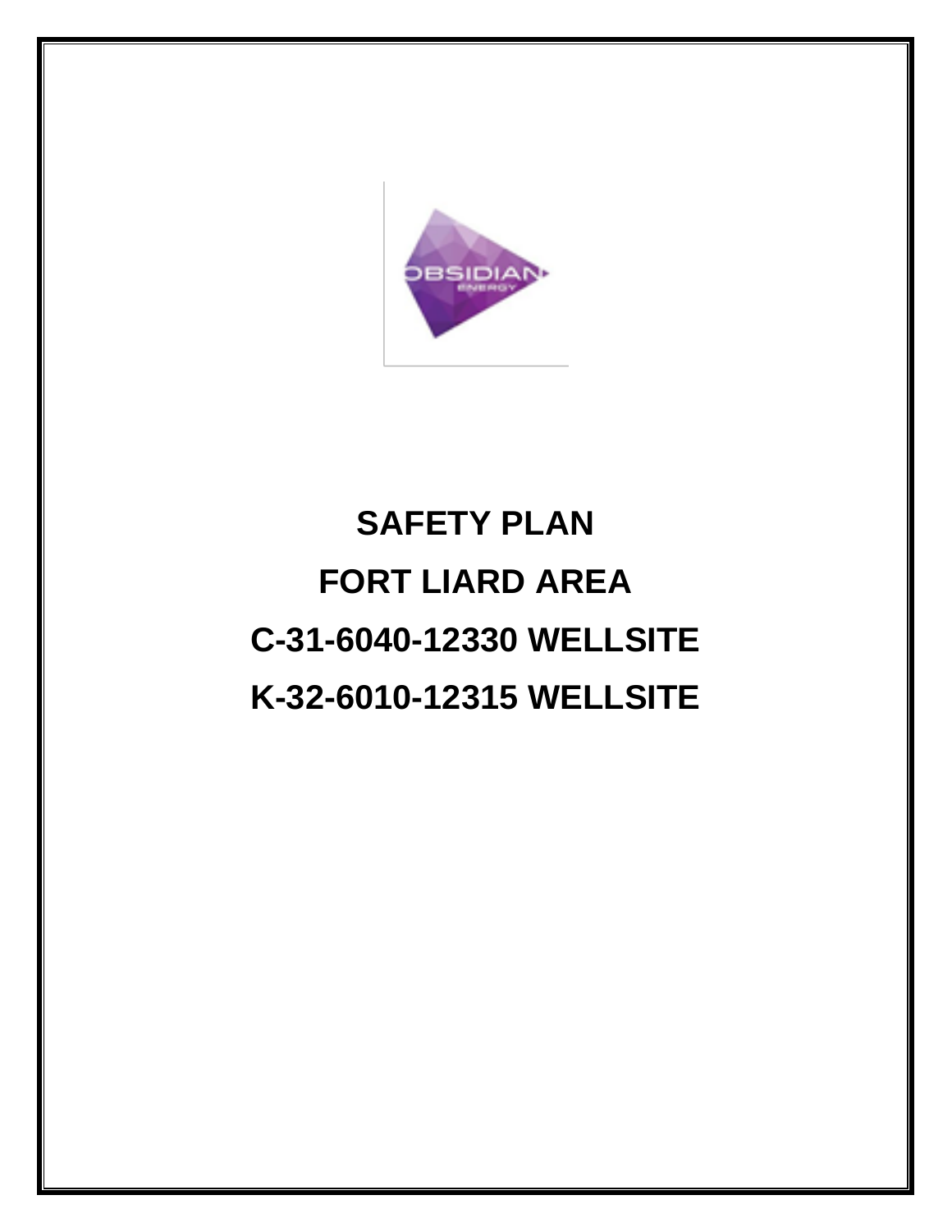# SAFETY PLAN

# FORT LIARD AREA

# C-31-6040-12330 WELLSITE

# K-32-6010-12315 WELLSITE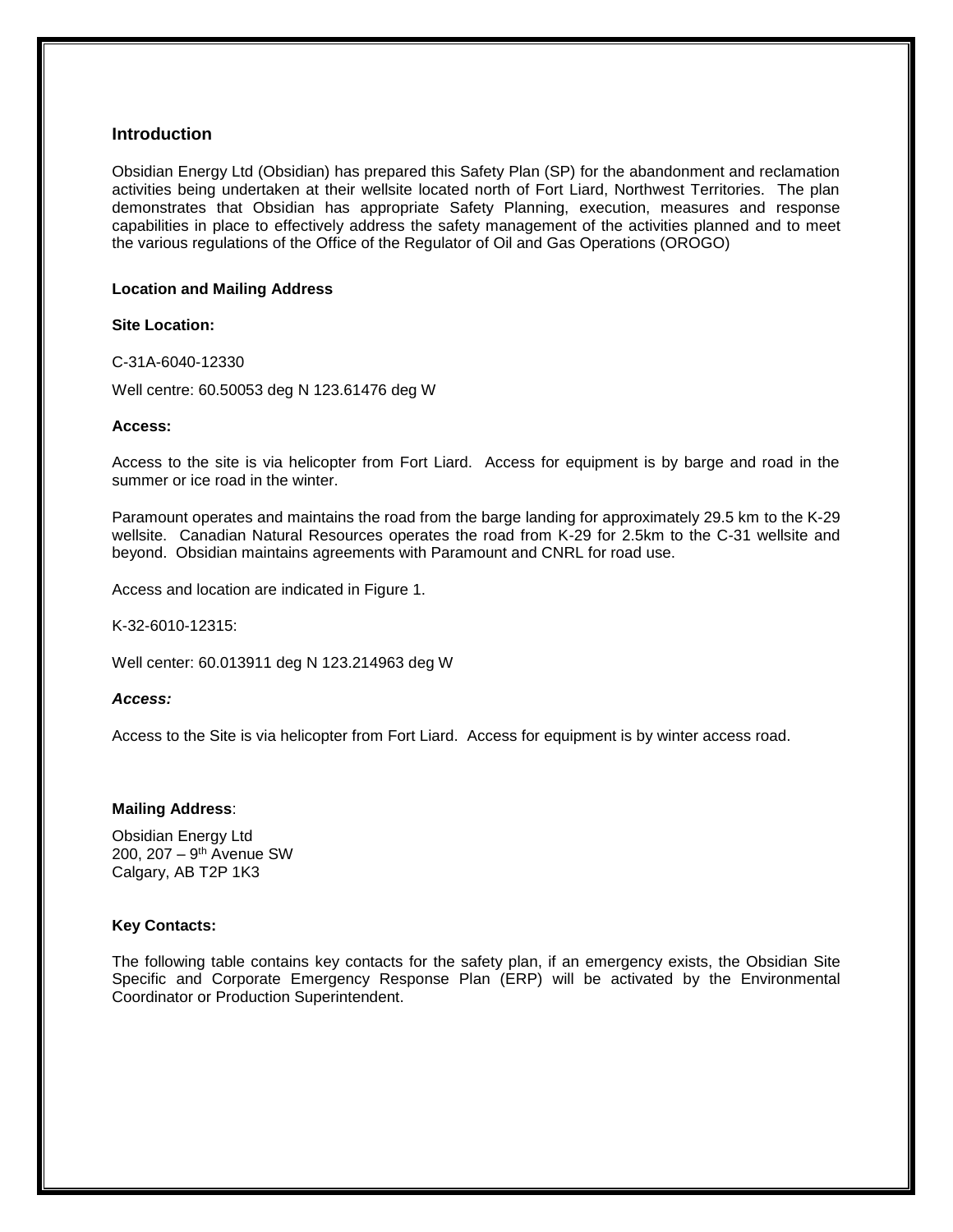## Introduction

Obsidian Energy Ltd (Obsidian) has prepared this Safety Plan (SP) for the abandonment and reclamation activities being undertaken at their wellsite located north of Fort Liard, Northwest Territories. The plan demonstrates that Obsidian has appropriate Safety Planning, execution, measures and response capabilities in place to effectively address the safety management of the activities planned and to meet the various regulations of the Office of the Regulator of Oil and Gas Operations (OROGO)

**Location and Mailing Address**

**Site Location:**

C-31A-6040-12330

Well centre: 60.50053 deg N 123.61476 deg W

**Access:**

Access to the site is via helicopter from Fort Liard. Access for equipment is by barge and road in the summer or ice road in the winter.

Paramount operates and maintains the road from the barge landing for approximately 29.5 km to the K-29 wellsite. Canadian Natural Resources operates the road from K-29 for 2.5km to the C-31 wellsite and beyond. Obsidian maintains agreements with Paramount and CNRL for road use.

Access and location are indicated in Figure 1.

K-32-6010-12315:

Well center: 60.013911 deg N 123.214963 deg W

***Access:***

Access to the Site is via helicopter from Fort Liard. Access for equipment is by winter access road.

**Mailing Address**:

Obsidian Energy Ltd
200, 207 – 9th Avenue SW
Calgary, AB T2P 1K3

**Key Contacts:**

The following table contains key contacts for the safety plan, if an emergency exists, the Obsidian Site Specific and Corporate Emergency Response Plan (ERP) will be activated by the Environmental Coordinator or Production Superintendent.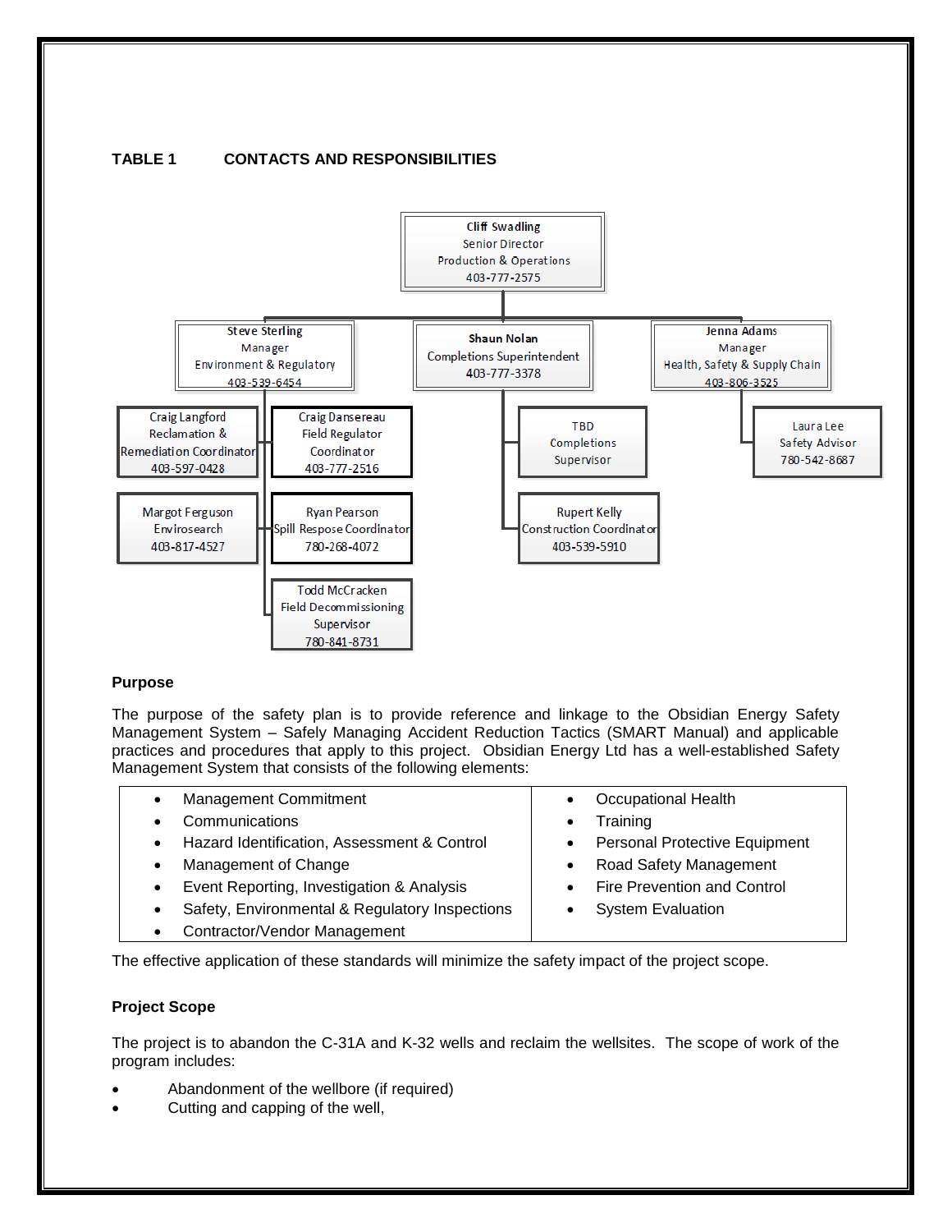## TABLE 1 CONTACTS AND RESPONSIBILITIES

Cliff Swadling
Senior Director
Production & Operations
403-777-2575

Steve Sterling
Manager
Environment & Regulatory
403-539-6454

Shaun Nolan
Completions Superintendent
403-777-3378

Jenna Adams
Manager
Health, Safety & Supply Chain
403-806-3525

Craig Langford
Reclamation &
Remediation Coordinator
403-597-0428

Craig Dansereau
Field Regulator
Coordinator
403-777-2516

TBD
Completions
Supervisor

Laura Lee
Safety Advisor
780-542-8687

Margot Ferguson
Envirosearch
403-817-4527

Ryan Pearson
Spill Respose Coordinator
780-268-4072

Rupert Kelly
Construction Coordinator
403-539-5910

Todd McCracken
Field Decommissioning
Supervisor
780-841-8731

### Purpose

The purpose of the safety plan is to provide reference and linkage to the Obsidian Energy Safety Management System – Safely Managing Accident Reduction Tactics (SMART Manual) and applicable practices and procedures that apply to this project. Obsidian Energy Ltd has a well-established Safety Management System that consists of the following elements:

| | |
|---|---|
| • Management Commitment<br>• Communications<br>• Hazard Identification, Assessment & Control<br>• Management of Change<br>• Event Reporting, Investigation & Analysis<br>• Safety, Environmental & Regulatory Inspections<br>• Contractor/Vendor Management | • Occupational Health<br>• Training<br>• Personal Protective Equipment<br>• Road Safety Management<br>• Fire Prevention and Control<br>• System Evaluation |

The effective application of these standards will minimize the safety impact of the project scope.

### Project Scope

The project is to abandon the C-31A and K-32 wells and reclaim the wellsites. The scope of work of the program includes:

- Abandonment of the wellbore (if required)
- Cutting and capping of the well,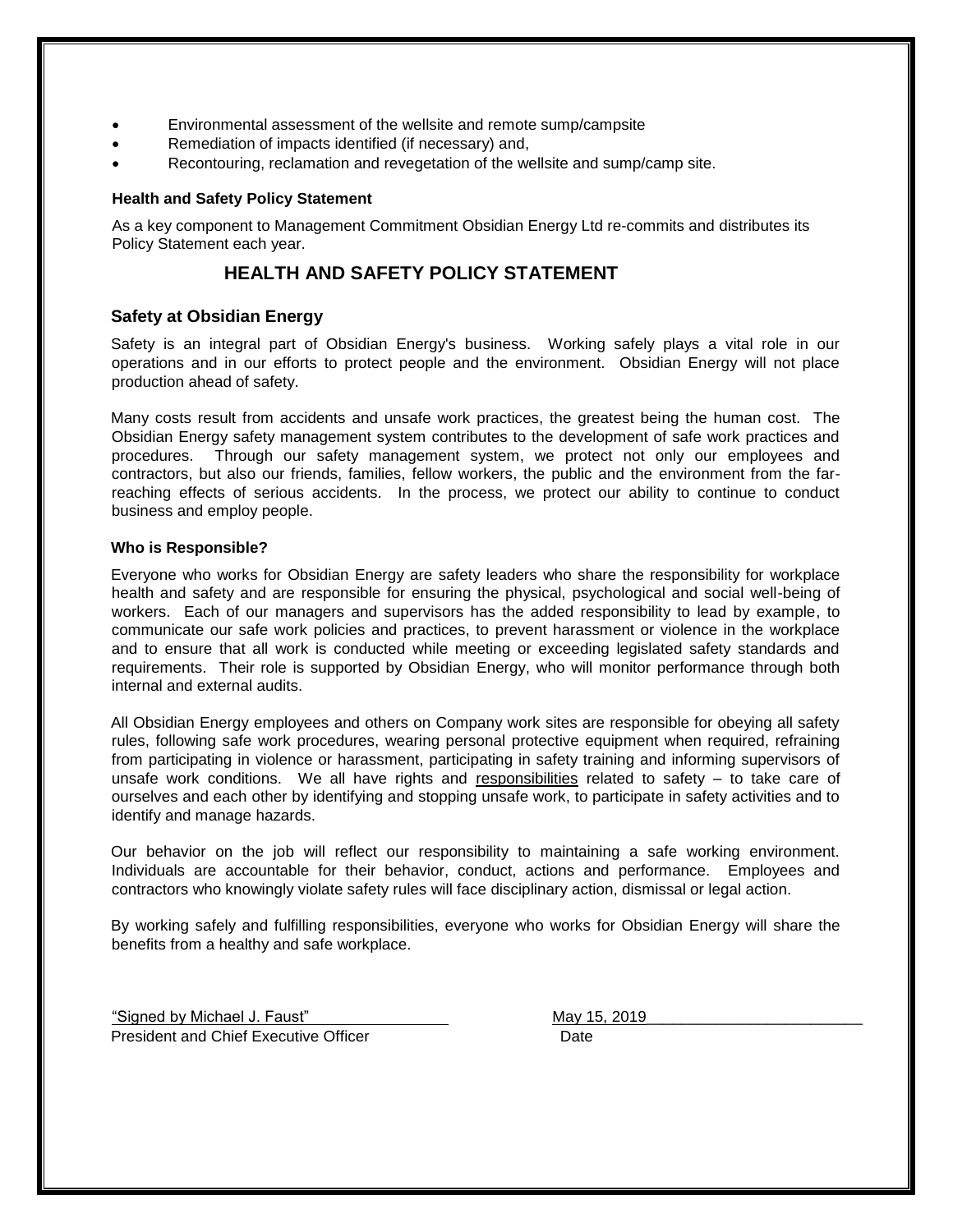- Environmental assessment of the wellsite and remote sump/campsite
- Remediation of impacts identified (if necessary) and,
- Recontouring, reclamation and revegetation of the wellsite and sump/camp site.

**Health and Safety Policy Statement**

As a key component to Management Commitment Obsidian Energy Ltd re-commits and distributes its Policy Statement each year.

## HEALTH AND SAFETY POLICY STATEMENT

### Safety at Obsidian Energy

Safety is an integral part of Obsidian Energy's business. Working safely plays a vital role in our operations and in our efforts to protect people and the environment. Obsidian Energy will not place production ahead of safety.

Many costs result from accidents and unsafe work practices, the greatest being the human cost. The Obsidian Energy safety management system contributes to the development of safe work practices and procedures. Through our safety management system, we protect not only our employees and contractors, but also our friends, families, fellow workers, the public and the environment from the far-reaching effects of serious accidents. In the process, we protect our ability to continue to conduct business and employ people.

**Who is Responsible?**

Everyone who works for Obsidian Energy are safety leaders who share the responsibility for workplace health and safety and are responsible for ensuring the physical, psychological and social well-being of workers. Each of our managers and supervisors has the added responsibility to lead by example, to communicate our safe work policies and practices, to prevent harassment or violence in the workplace and to ensure that all work is conducted while meeting or exceeding legislated safety standards and requirements. Their role is supported by Obsidian Energy, who will monitor performance through both internal and external audits.

All Obsidian Energy employees and others on Company work sites are responsible for obeying all safety rules, following safe work procedures, wearing personal protective equipment when required, refraining from participating in violence or harassment, participating in safety training and informing supervisors of unsafe work conditions. We all have rights and responsibilities related to safety – to take care of ourselves and each other by identifying and stopping unsafe work, to participate in safety activities and to identify and manage hazards.

Our behavior on the job will reflect our responsibility to maintaining a safe working environment. Individuals are accountable for their behavior, conduct, actions and performance. Employees and contractors who knowingly violate safety rules will face disciplinary action, dismissal or legal action.

By working safely and fulfilling responsibilities, everyone who works for Obsidian Energy will share the benefits from a healthy and safe workplace.

"Signed by Michael J. Faust"
President and Chief Executive Officer

May 15, 2019
Date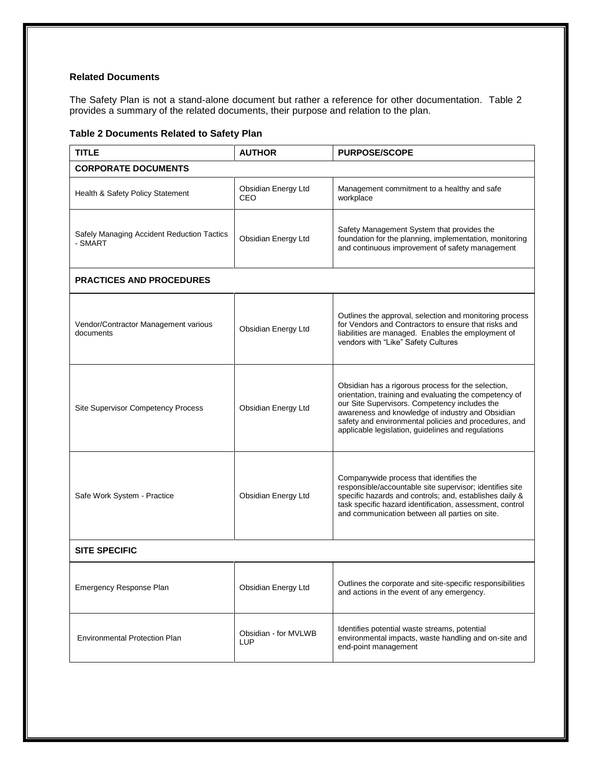**Related Documents**

The Safety Plan is not a stand-alone document but rather a reference for other documentation. Table 2 provides a summary of the related documents, their purpose and relation to the plan.

**Table 2 Documents Related to Safety Plan**

| TITLE | AUTHOR | PURPOSE/SCOPE |
|---|---|---|
| **CORPORATE DOCUMENTS** | | |
| Health & Safety Policy Statement | Obsidian Energy Ltd CEO | Management commitment to a healthy and safe workplace |
| Safely Managing Accident Reduction Tactics - SMART | Obsidian Energy Ltd | Safety Management System that provides the foundation for the planning, implementation, monitoring and continuous improvement of safety management |
| **PRACTICES AND PROCEDURES** | | |
| Vendor/Contractor Management various documents | Obsidian Energy Ltd | Outlines the approval, selection and monitoring process for Vendors and Contractors to ensure that risks and liabilities are managed. Enables the employment of vendors with "Like" Safety Cultures |
| Site Supervisor Competency Process | Obsidian Energy Ltd | Obsidian has a rigorous process for the selection, orientation, training and evaluating the competency of our Site Supervisors. Competency includes the awareness and knowledge of industry and Obsidian safety and environmental policies and procedures, and applicable legislation, guidelines and regulations |
| Safe Work System - Practice | Obsidian Energy Ltd | Companywide process that identifies the responsible/accountable site supervisor; identifies site specific hazards and controls; and, establishes daily & task specific hazard identification, assessment, control and communication between all parties on site. |
| **SITE SPECIFIC** | | |
| Emergency Response Plan | Obsidian Energy Ltd | Outlines the corporate and site-specific responsibilities and actions in the event of any emergency. |
| Environmental Protection Plan | Obsidian - for MVLWB LUP | Identifies potential waste streams, potential environmental impacts, waste handling and on-site and end-point management |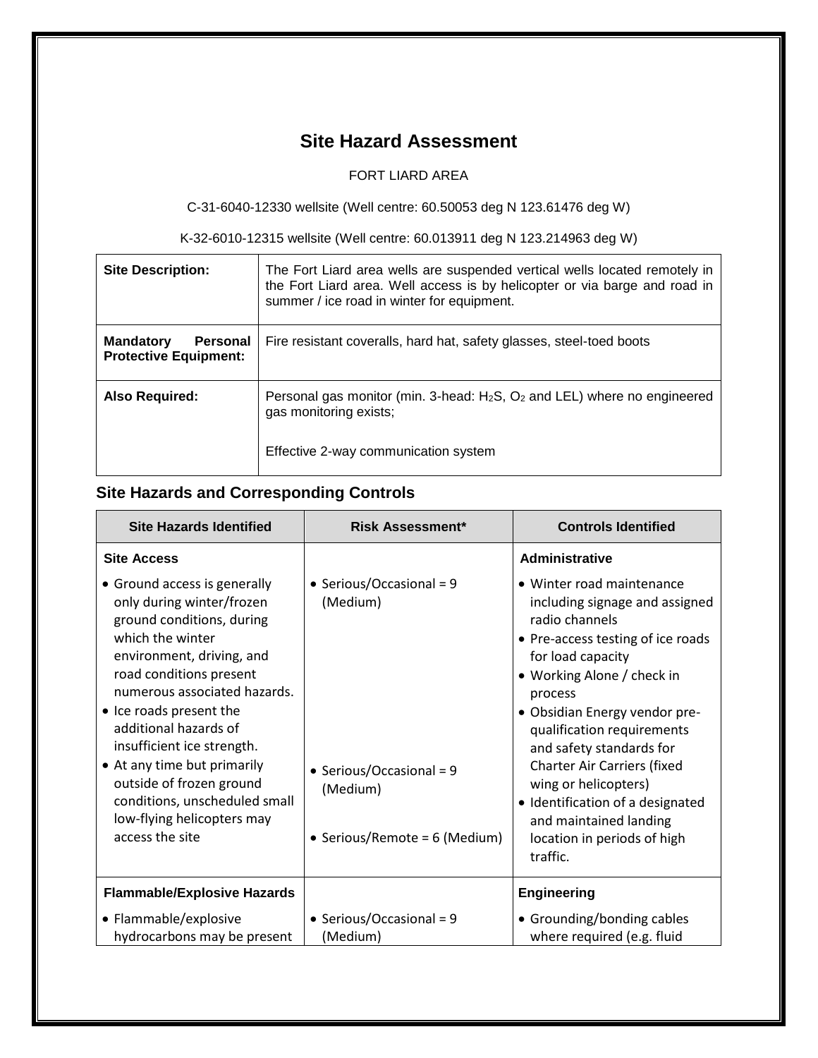# Site Hazard Assessment

FORT LIARD AREA

C-31-6040-12330 wellsite (Well centre: 60.50053 deg N 123.61476 deg W)

K-32-6010-12315 wellsite (Well centre: 60.013911 deg N 123.214963 deg W)

| | |
|---|---|
| **Site Description:** | The Fort Liard area wells are suspended vertical wells located remotely in the Fort Liard area. Well access is by helicopter or via barge and road in summer / ice road in winter for equipment. |
| **Mandatory Personal Protective Equipment:** | Fire resistant coveralls, hard hat, safety glasses, steel-toed boots |
| **Also Required:** | Personal gas monitor (min. 3-head: $H_2S$, $O_2$ and LEL) where no engineered gas monitoring exists;<br><br>Effective 2-way communication system |

## Site Hazards and Corresponding Controls

| Site Hazards Identified | Risk Assessment* | Controls Identified |
|---|---|---|
| **Site Access**<br>• Ground access is generally only during winter/frozen ground conditions, during which the winter environment, driving, and road conditions present numerous associated hazards.<br>• Ice roads present the additional hazards of insufficient ice strength.<br>• At any time but primarily outside of frozen ground conditions, unscheduled small low-flying helicopters may access the site | • Serious/Occasional = 9 (Medium)<br><br>• Serious/Occasional = 9 (Medium)<br><br>• Serious/Remote = 6 (Medium) | **Administrative**<br>• Winter road maintenance including signage and assigned radio channels<br>• Pre-access testing of ice roads for load capacity<br>• Working Alone / check in process<br>• Obsidian Energy vendor pre-qualification requirements and safety standards for Charter Air Carriers (fixed wing or helicopters)<br>• Identification of a designated and maintained landing location in periods of high traffic. |
| **Flammable/Explosive Hazards**<br>• Flammable/explosive hydrocarbons may be present | • Serious/Occasional = 9 (Medium) | **Engineering**<br>• Grounding/bonding cables where required (e.g. fluid |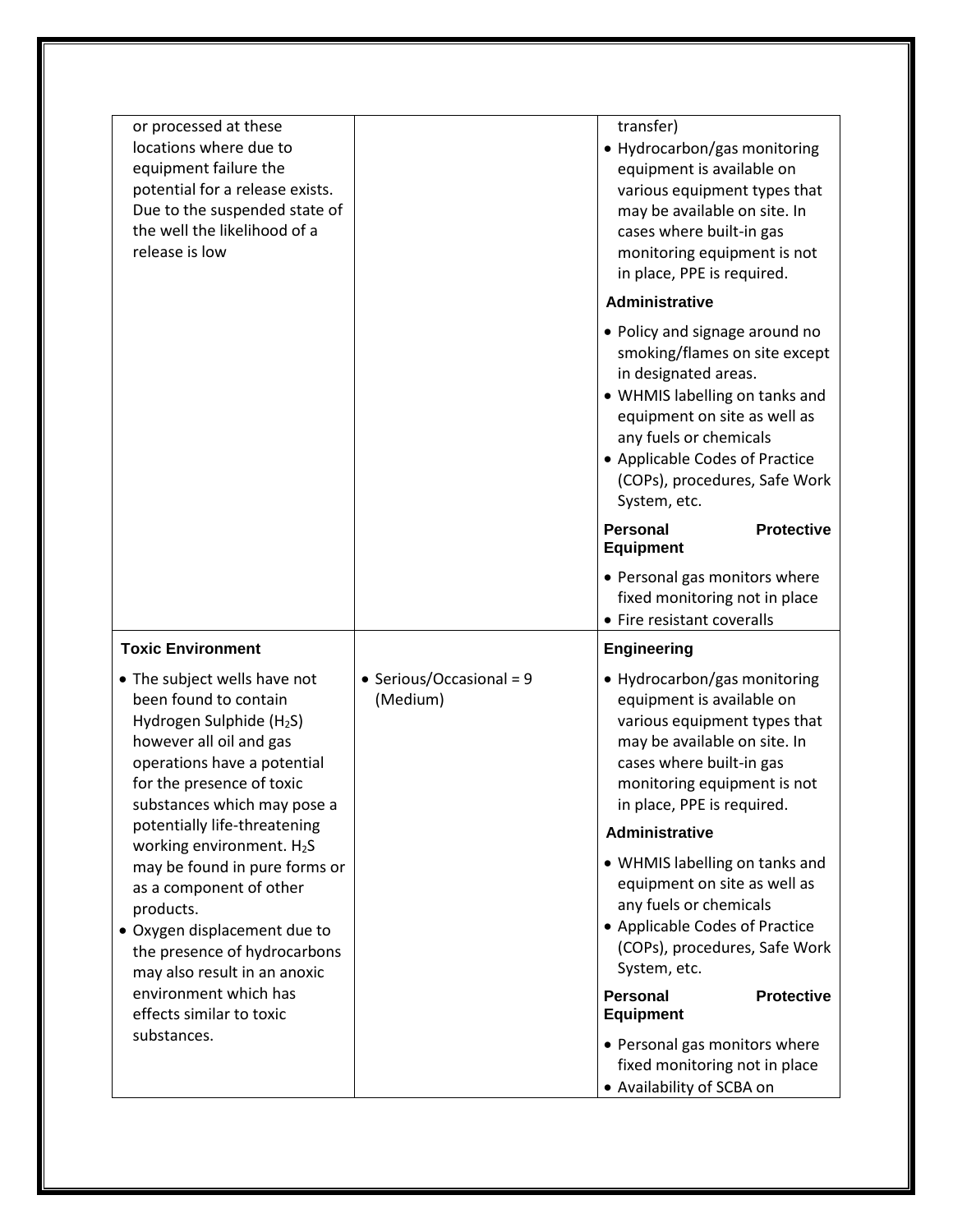| | | |
|---|---|---|
| or processed at these locations where due to equipment failure the potential for a release exists. Due to the suspended state of the well the likelihood of a release is low | | transfer)<br>• Hydrocarbon/gas monitoring equipment is available on various equipment types that may be available on site. In cases where built-in gas monitoring equipment is not in place, PPE is required.<br>**Administrative**<br>• Policy and signage around no smoking/flames on site except in designated areas.<br>• WHMIS labelling on tanks and equipment on site as well as any fuels or chemicals<br>• Applicable Codes of Practice (COPs), procedures, Safe Work System, etc.<br>**Personal Protective Equipment**<br>• Personal gas monitors where fixed monitoring not in place<br>• Fire resistant coveralls |
| **Toxic Environment**<br>• The subject wells have not been found to contain Hydrogen Sulphide ($H_2S$) however all oil and gas operations have a potential for the presence of toxic substances which may pose a potentially life-threatening working environment. $H_2S$ may be found in pure forms or as a component of other products.<br>• Oxygen displacement due to the presence of hydrocarbons may also result in an anoxic environment which has effects similar to toxic substances. | • Serious/Occasional = 9 (Medium) | **Engineering**<br>• Hydrocarbon/gas monitoring equipment is available on various equipment types that may be available on site. In cases where built-in gas monitoring equipment is not in place, PPE is required.<br>**Administrative**<br>• WHMIS labelling on tanks and equipment on site as well as any fuels or chemicals<br>• Applicable Codes of Practice (COPs), procedures, Safe Work System, etc.<br>**Personal Protective Equipment**<br>• Personal gas monitors where fixed monitoring not in place<br>• Availability of SCBA on |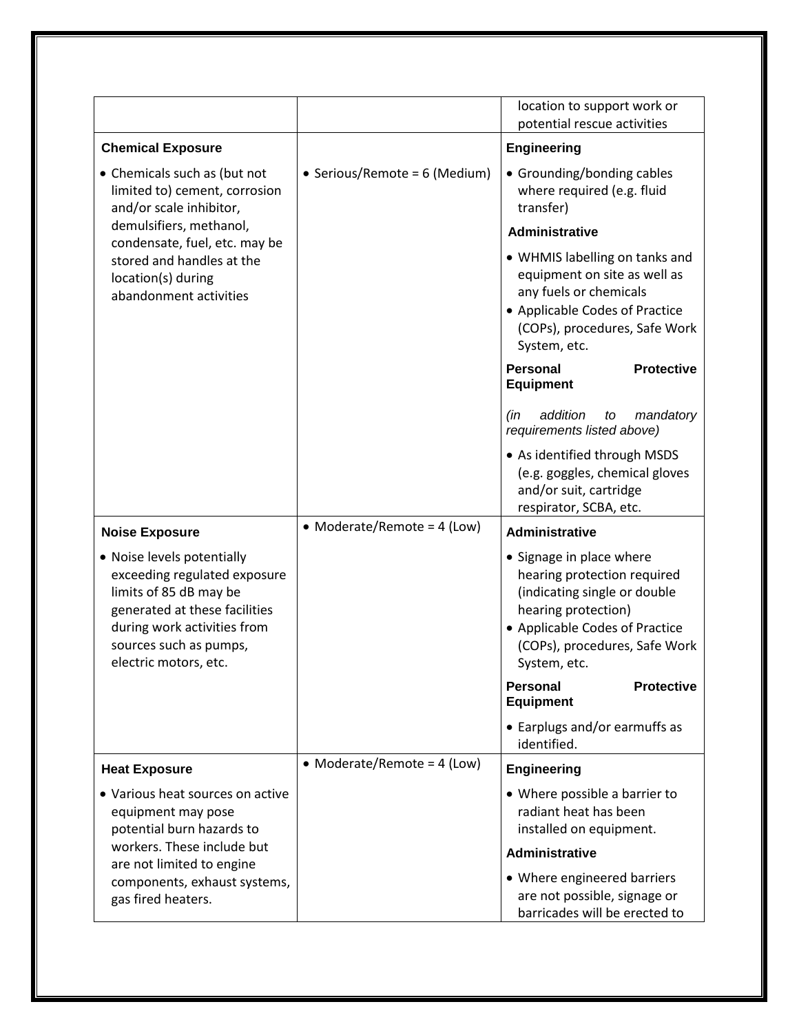| | | |
|---|---|---|
| | | location to support work or potential rescue activities |
| **Chemical Exposure**<br>• Chemicals such as (but not limited to) cement, corrosion and/or scale inhibitor, demulsifiers, methanol, condensate, fuel, etc. may be stored and handles at the location(s) during abandonment activities | • Serious/Remote = 6 (Medium) | **Engineering**<br>• Grounding/bonding cables where required (e.g. fluid transfer)<br>**Administrative**<br>• WHMIS labelling on tanks and equipment on site as well as any fuels or chemicals<br>• Applicable Codes of Practice (COPs), procedures, Safe Work System, etc.<br>**Personal Protective Equipment**<br>*(in addition to mandatory requirements listed above)*<br>• As identified through MSDS (e.g. goggles, chemical gloves and/or suit, cartridge respirator, SCBA, etc. |
| **Noise Exposure**<br>• Noise levels potentially exceeding regulated exposure limits of 85 dB may be generated at these facilities during work activities from sources such as pumps, electric motors, etc. | • Moderate/Remote = 4 (Low) | **Administrative**<br>• Signage in place where hearing protection required (indicating single or double hearing protection)<br>• Applicable Codes of Practice (COPs), procedures, Safe Work System, etc.<br>**Personal Protective Equipment**<br>• Earplugs and/or earmuffs as identified. |
| **Heat Exposure**<br>• Various heat sources on active equipment may pose potential burn hazards to workers. These include but are not limited to engine components, exhaust systems, gas fired heaters. | • Moderate/Remote = 4 (Low) | **Engineering**<br>• Where possible a barrier to radiant heat has been installed on equipment.<br>**Administrative**<br>• Where engineered barriers are not possible, signage or barricades will be erected to |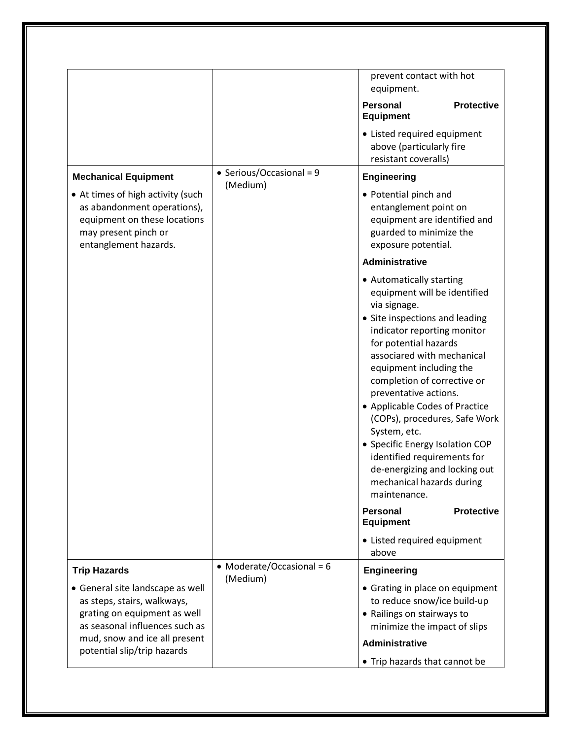| | | |
|---|---|---|
| | | prevent contact with hot equipment.<br>**Personal Protective Equipment**<br>• Listed required equipment above (particularly fire resistant coveralls) |
| **Mechanical Equipment**<br>• At times of high activity (such as abandonment operations), equipment on these locations may present pinch or entanglement hazards. | • Serious/Occasional = 9 (Medium) | **Engineering**<br>• Potential pinch and entanglement point on equipment are identified and guarded to minimize the exposure potential.<br>**Administrative**<br>• Automatically starting equipment will be identified via signage.<br>• Site inspections and leading indicator reporting monitor for potential hazards associared with mechanical equipment including the completion of corrective or preventative actions.<br>• Applicable Codes of Practice (COPs), procedures, Safe Work System, etc.<br>• Specific Energy Isolation COP identified requirements for de-energizing and locking out mechanical hazards during maintenance.<br>**Personal Protective Equipment**<br>• Listed required equipment above |
| **Trip Hazards**<br>• General site landscape as well as steps, stairs, walkways, grating on equipment as well as seasonal influences such as mud, snow and ice all present potential slip/trip hazards | • Moderate/Occasional = 6 (Medium) | **Engineering**<br>• Grating in place on equipment to reduce snow/ice build-up<br>• Railings on stairways to minimize the impact of slips<br>**Administrative**<br>• Trip hazards that cannot be |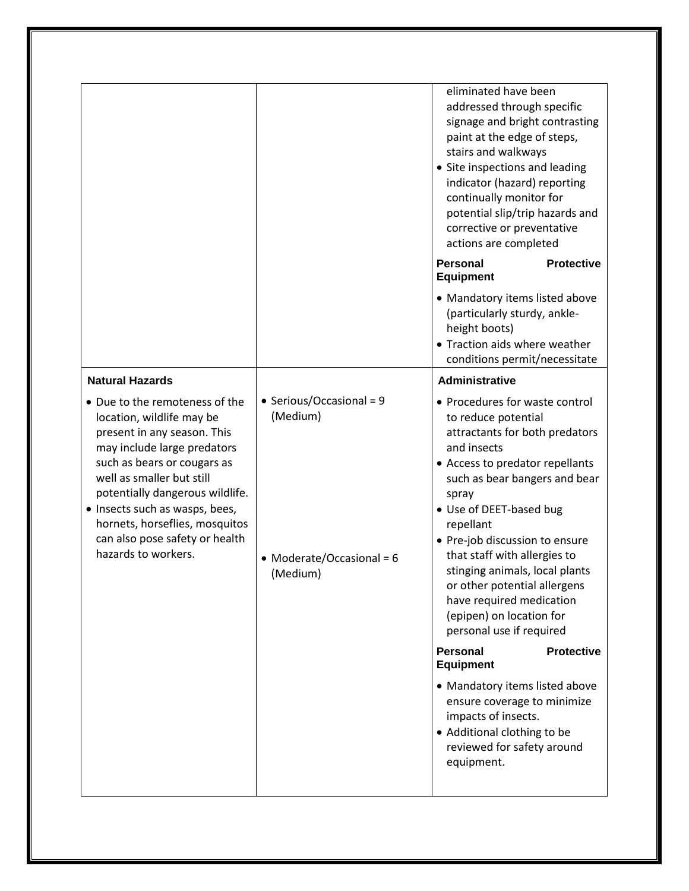| | | |
|---|---|---|
| | | eliminated have been addressed through specific signage and bright contrasting paint at the edge of steps, stairs and walkways<br>• Site inspections and leading indicator (hazard) reporting continually monitor for potential slip/trip hazards and corrective or preventative actions are completed<br>**Personal Protective Equipment**<br>• Mandatory items listed above (particularly sturdy, ankle-height boots)<br>• Traction aids where weather conditions permit/necessitate |
| **Natural Hazards**<br>• Due to the remoteness of the location, wildlife may be present in any season. This may include large predators such as bears or cougars as well as smaller but still potentially dangerous wildlife.<br>• Insects such as wasps, bees, hornets, horseflies, mosquitos can also pose safety or health hazards to workers. | • Serious/Occasional = 9 (Medium)<br>• Moderate/Occasional = 6 (Medium) | **Administrative**<br>• Procedures for waste control to reduce potential attractants for both predators and insects<br>• Access to predator repellants such as bear bangers and bear spray<br>• Use of DEET-based bug repellant<br>• Pre-job discussion to ensure that staff with allergies to stinging animals, local plants or other potential allergens have required medication (epipen) on location for personal use if required<br>**Personal Protective Equipment**<br>• Mandatory items listed above ensure coverage to minimize impacts of insects.<br>• Additional clothing to be reviewed for safety around equipment. |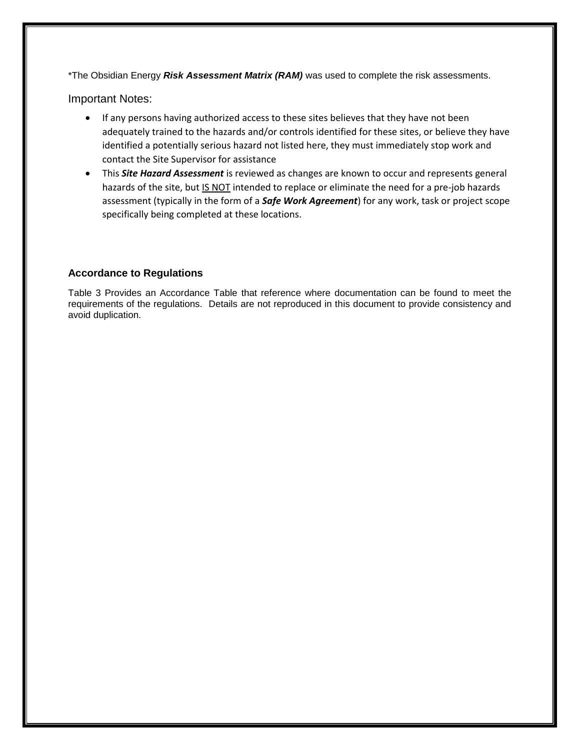*The Obsidian Energy ***Risk Assessment Matrix (RAM)*** was used to complete the risk assessments.

Important Notes:

- If any persons having authorized access to these sites believes that they have not been adequately trained to the hazards and/or controls identified for these sites, or believe they have identified a potentially serious hazard not listed here, they must immediately stop work and contact the Site Supervisor for assistance
- This ***Site Hazard Assessment*** is reviewed as changes are known to occur and represents general hazards of the site, but <u>IS NOT</u> intended to replace or eliminate the need for a pre-job hazards assessment (typically in the form of a ***Safe Work Agreement***) for any work, task or project scope specifically being completed at these locations.

### Accordance to Regulations

Table 3 Provides an Accordance Table that reference where documentation can be found to meet the requirements of the regulations. Details are not reproduced in this document to provide consistency and avoid duplication.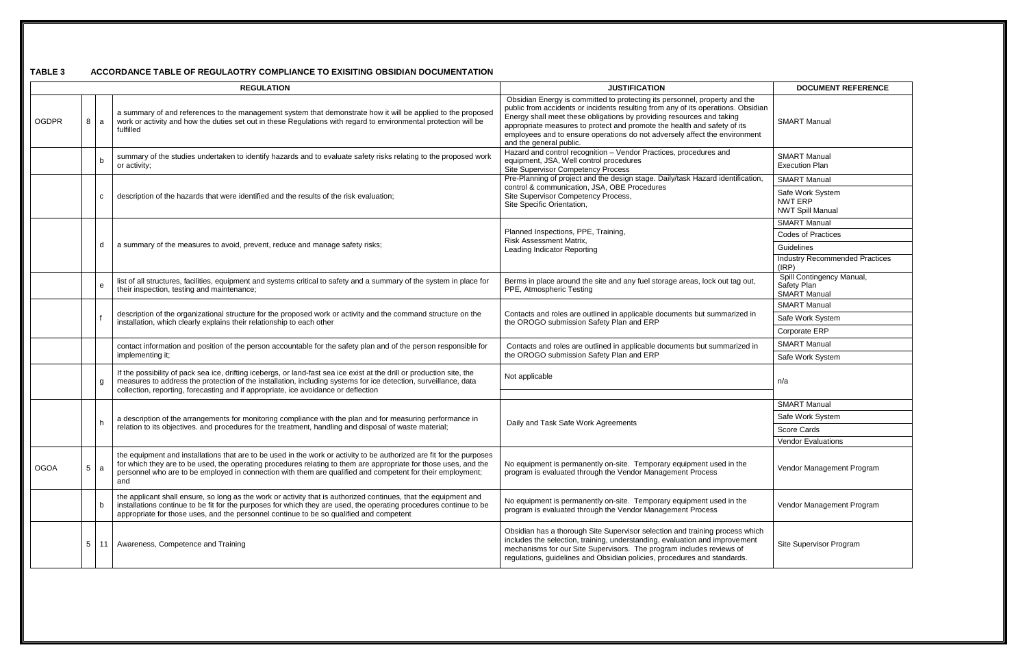## TABLE 3 ACCORDANCE TABLE OF REGULAOTRY COMPLIANCE TO EXISITING OBSIDIAN DOCUMENTATION

| REGULATION | | | | JUSTIFICATION | DOCUMENT REFERENCE |
|---|---|---|---|---|---|
| OGDPR | 8 | a | a summary of and references to the management system that demonstrate how it will be applied to the proposed work or activity and how the duties set out in these Regulations with regard to environmental protection will be fulfilled | Obsidian Energy is committed to protecting its personnel, property and the public from accidents or incidents resulting from any of its operations. Obsidian Energy shall meet these obligations by providing resources and taking appropriate measures to protect and promote the health and safety of its employees and to ensure operations do not adversely affect the environment and the general public. | SMART Manual |
| | | b | summary of the studies undertaken to identify hazards and to evaluate safety risks relating to the proposed work or activity; | Hazard and control recognition – Vendor Practices, procedures and equipment, JSA, Well control procedures<br>Site Supervisor Competency Process | SMART Manual<br>Execution Plan |
| | | c | description of the hazards that were identified and the results of the risk evaluation; | Pre-Planning of project and the design stage. Daily/task Hazard identification, control & communication, JSA, OBE Procedures<br>Site Supervisor Competency Process,<br>Site Specific Orientation, | SMART Manual<br>Safe Work System<br>NWT ERP<br>NWT Spill Manual |
| | | d | a summary of the measures to avoid, prevent, reduce and manage safety risks; | Planned Inspections, PPE, Training,<br>Risk Assessment Matrix,<br>Leading Indicator Reporting | SMART Manual<br>Codes of Practices<br>Guidelines<br>Industry Recommended Practices (IRP) |
| | | e | list of all structures, facilities, equipment and systems critical to safety and a summary of the system in place for their inspection, testing and maintenance; | Berms in place around the site and any fuel storage areas, lock out tag out, PPE, Atmospheric Testing | Spill Contingency Manual,<br>Safety Plan<br>SMART Manual |
| | | f | description of the organizational structure for the proposed work or activity and the command structure on the installation, which clearly explains their relationship to each other | Contacts and roles are outlined in applicable documents but summarized in the OROGO submission Safety Plan and ERP | SMART Manual<br>Safe Work System<br>Corporate ERP |
| | | | contact information and position of the person accountable for the safety plan and of the person responsible for implementing it; | Contacts and roles are outlined in applicable documents but summarized in the OROGO submission Safety Plan and ERP | SMART Manual<br>Safe Work System |
| | | g | If the possibility of pack sea ice, drifting icebergs, or land-fast sea ice exist at the drill or production site, the measures to address the protection of the installation, including systems for ice detection, surveillance, data collection, reporting, forecasting and if appropriate, ice avoidance or deflection | Not applicable | n/a |
| | | h | a description of the arrangements for monitoring compliance with the plan and for measuring performance in relation to its objectives. and procedures for the treatment, handling and disposal of waste material; | Daily and Task Safe Work Agreements | SMART Manual<br>Safe Work System<br>Score Cards<br>Vendor Evaluations |
| OGOA | 5 | a | the equipment and installations that are to be used in the work or activity to be authorized are fit for the purposes for which they are to be used, the operating procedures relating to them are appropriate for those uses, and the personnel who are to be employed in connection with them are qualified and competent for their employment; and | No equipment is permanently on-site. Temporary equipment used in the program is evaluated through the Vendor Management Process | Vendor Management Program |
| | | b | the applicant shall ensure, so long as the work or activity that is authorized continues, that the equipment and installations continue to be fit for the purposes for which they are used, the operating procedures continue to be appropriate for those uses, and the personnel continue to be so qualified and competent | No equipment is permanently on-site. Temporary equipment used in the program is evaluated through the Vendor Management Process | Vendor Management Program |
| | 5 | 11 | Awareness, Competence and Training | Obsidian has a thorough Site Supervisor selection and training process which includes the selection, training, understanding, evaluation and improvement mechanisms for our Site Supervisors. The program includes reviews of regulations, guidelines and Obsidian policies, procedures and standards. | Site Supervisor Program |